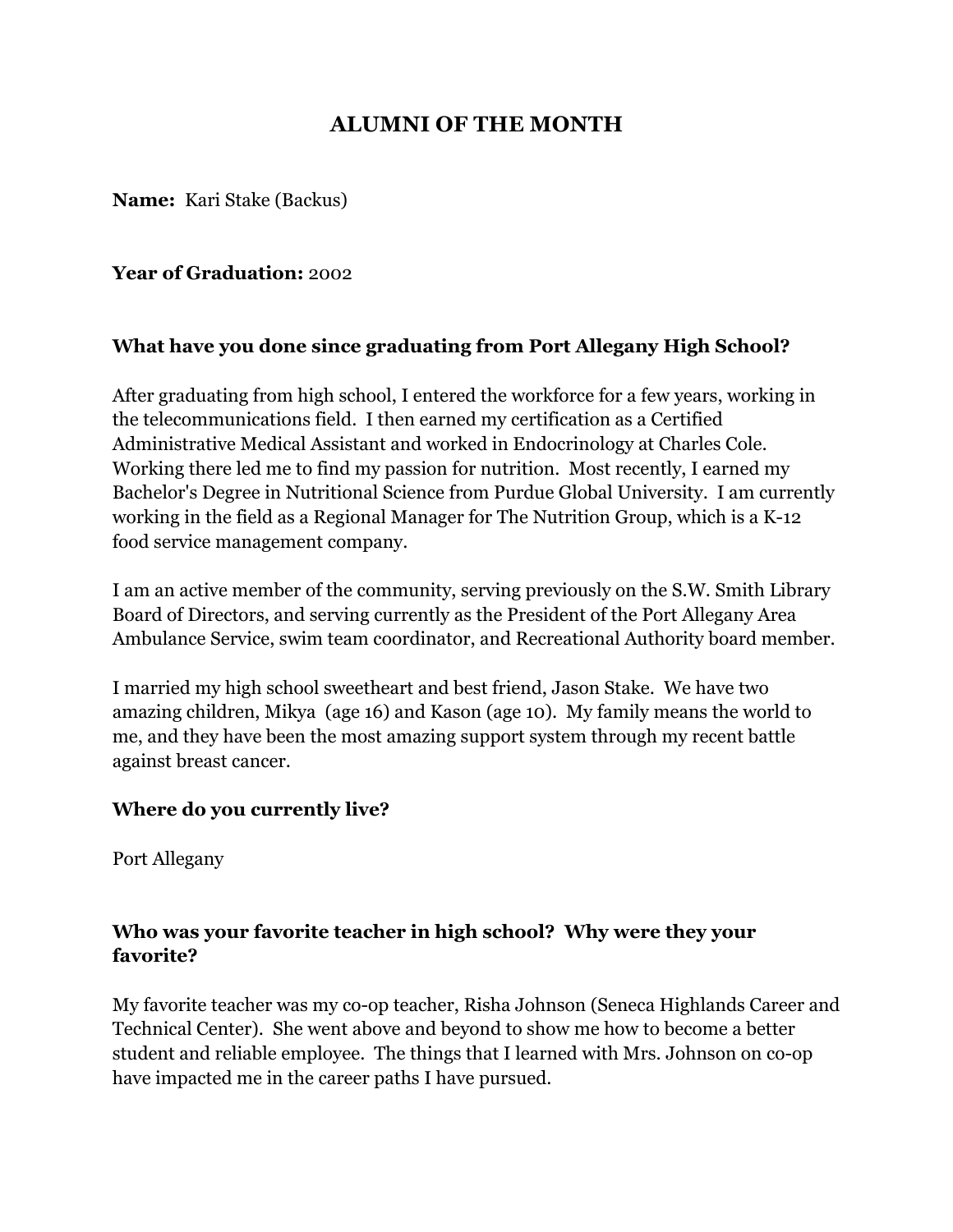# ALUMNI OF THE MONTH

**Name:** Kari Stake (Backus)

**Year of Graduation:** 2002

**What have you done since graduating from Port Allegany High School?**

After graduating from high school, I entered the workforce for a few years, working in the telecommunications field. I then earned my certification as a Certified Administrative Medical Assistant and worked in Endocrinology at Charles Cole. Working there led me to find my passion for nutrition. Most recently, I earned my Bachelor's Degree in Nutritional Science from Purdue Global University. I am currently working in the field as a Regional Manager for The Nutrition Group, which is a K-12 food service management company.

I am an active member of the community, serving previously on the S.W. Smith Library Board of Directors, and serving currently as the President of the Port Allegany Area Ambulance Service, swim team coordinator, and Recreational Authority board member.

I married my high school sweetheart and best friend, Jason Stake. We have two amazing children, Mikya (age 16) and Kason (age 10). My family means the world to me, and they have been the most amazing support system through my recent battle against breast cancer.

**Where do you currently live?**

Port Allegany

**Who was your favorite teacher in high school? Why were they your favorite?**

My favorite teacher was my co-op teacher, Risha Johnson (Seneca Highlands Career and Technical Center). She went above and beyond to show me how to become a better student and reliable employee. The things that I learned with Mrs. Johnson on co-op have impacted me in the career paths I have pursued.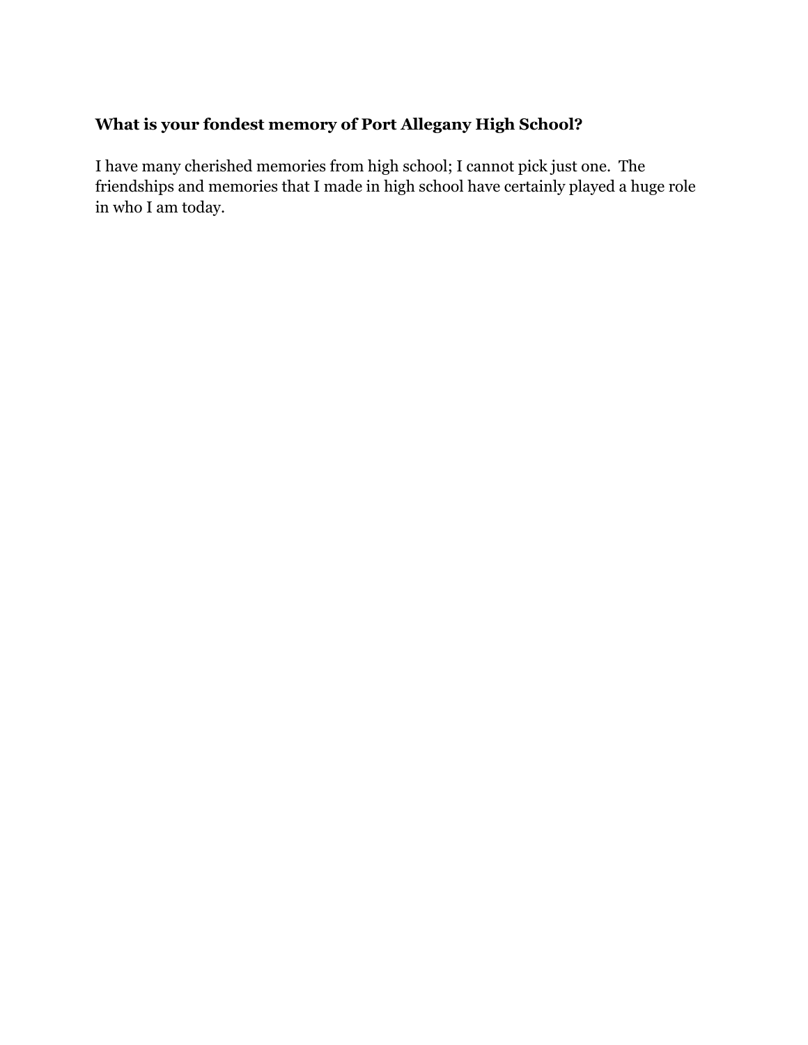**What is your fondest memory of Port Allegany High School?**

I have many cherished memories from high school; I cannot pick just one. The friendships and memories that I made in high school have certainly played a huge role in who I am today.